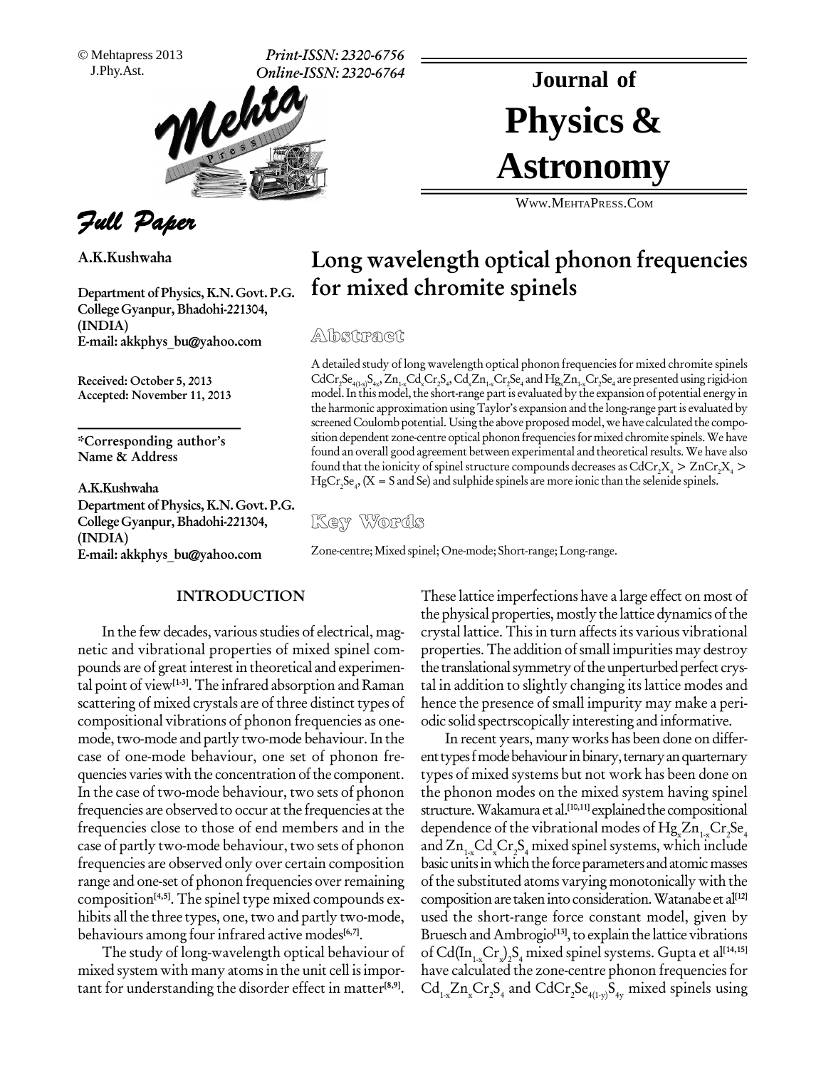© Mehtapress 2013
J.Phy.Ast.

*Print-ISSN: 2320-6756*
*Online-ISSN: 2320-6764*

# Journal of Physics & Astronomy

WWW.MEHTAPRESS.COM

*Full Paper*

**A.K.Kushwaha**

**Department of Physics, K.N. Govt. P.G. College Gyanpur, Bhadohi-221304, (INDIA)**
**E-mail: akkphys_bu@yahoo.com**

**Received: October 5, 2013**
**Accepted: November 11, 2013**

**\*Corresponding author's Name & Address**

**A.K.Kushwaha**
**Department of Physics, K.N. Govt. P.G. College Gyanpur, Bhadohi-221304, (INDIA)**
**E-mail: akkphys_bu@yahoo.com**

## Long wavelength optical phonon frequencies for mixed chromite spinels

### Abstract

A detailed study of long wavelength optical phonon frequencies for mixed chromite spinels $CdCr_2Se_{4(1-x)}S_{4x}$, $Zn_{1-x}Cd_xCr_2S_4$, $Cd_xZn_{1-x}Cr_2Se_4$ and $Hg_xZn_{1-x}Cr_2Se_4$ are presented using rigid-ion model. In this model, the short-range part is evaluated by the expansion of potential energy in the harmonic approximation using Taylor's expansion and the long-range part is evaluated by screened Coulomb potential. Using the above proposed model, we have calculated the composition dependent zone-centre optical phonon frequencies for mixed chromite spinels. We have found an overall good agreement between experimental and theoretical results. We have also found that the ionicity of spinel structure compounds decreases as $CdCr_2X_4$ > $ZnCr_2X_4$ > $HgCr_2Se_4$, (X = S and Se) and sulphide spinels are more ionic than the selenide spinels.

### Key Words

Zone-centre; Mixed spinel; One-mode; Short-range; Long-range.

## INTRODUCTION

In the few decades, various studies of electrical, magnetic and vibrational properties of mixed spinel compounds are of great interest in theoretical and experimental point of view[1-3]. The infrared absorption and Raman scattering of mixed crystals are of three distinct types of compositional vibrations of phonon frequencies as one-mode, two-mode and partly two-mode behaviour. In the case of one-mode behaviour, one set of phonon frequencies varies with the concentration of the component. In the case of two-mode behaviour, two sets of phonon frequencies are observed to occur at the frequencies at the frequencies close to those of end members and in the case of partly two-mode behaviour, two sets of phonon frequencies are observed only over certain composition range and one-set of phonon frequencies over remaining composition[4,5]. The spinel type mixed compounds exhibits all the three types, one, two and partly two-mode, behaviours among four infrared active modes[6,7].

The study of long-wavelength optical behaviour of mixed system with many atoms in the unit cell is important for understanding the disorder effect in matter[8,9]. These lattice imperfections have a large effect on most of the physical properties, mostly the lattice dynamics of the crystal lattice. This in turn affects its various vibrational properties. The addition of small impurities may destroy the translational symmetry of the unperturbed perfect crystal in addition to slightly changing its lattice modes and hence the presence of small impurity may make a periodic solid spectrscopically interesting and informative.

In recent years, many works has been done on different types f mode behaviour in binary, ternary an quarternary types of mixed systems but not work has been done on the phonon modes on the mixed system having spinel structure. Wakamura et al.[10,11] explained the compositional dependence of the vibrational modes of $Hg_xZn_{1-x}Cr_2Se_4$ and $Zn_{1-x}Cd_xCr_2S_4$ mixed spinel systems, which include basic units in which the force parameters and atomic masses of the substituted atoms varying monotonically with the composition are taken into consideration. Watanabe et al[12] used the short-range force constant model, given by Bruesch and Ambrogio[13], to explain the lattice vibrations of $Cd(In_{1-x}Cr_x)_2S_4$ mixed spinel systems. Gupta et al[14,15] have calculated the zone-centre phonon frequencies for $Cd_{1-x}Zn_xCr_2S_4$ and $CdCr_2Se_{4(1-y)}S_{4y}$ mixed spinels using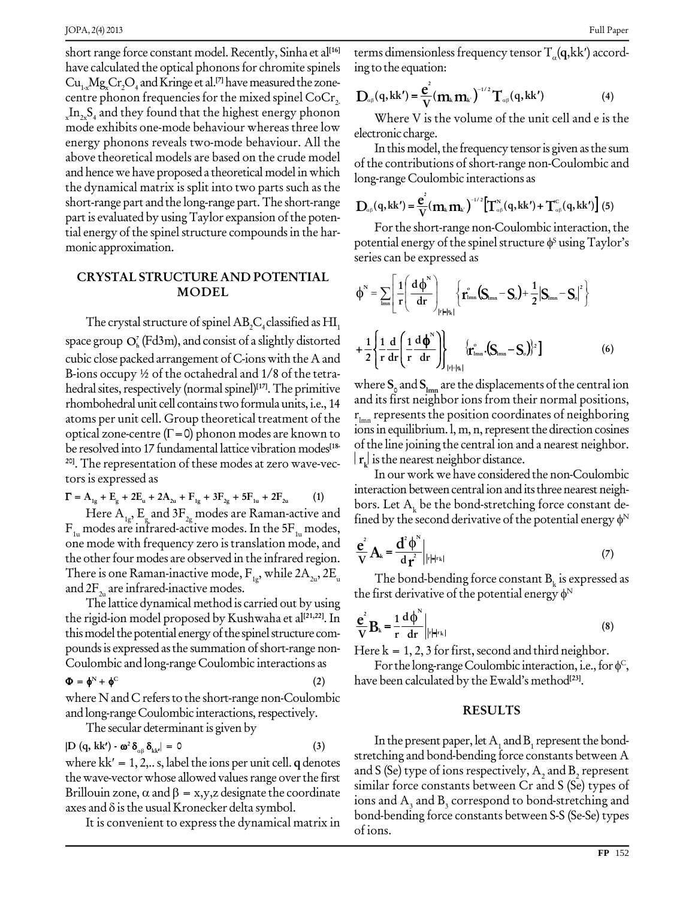short range force constant model. Recently, Sinha et al[16] have calculated the optical phonons for chromite spinels $Cu_{1-x}Mg_xCr_2O_4$ and Kringe et al.[7] have measured the zone-centre phonon frequencies for the mixed spinel $CoCr_{2-x}In_{2x}S_4$ and they found that the highest energy phonon mode exhibits one-mode behaviour whereas three low energy phonons reveals two-mode behaviour. All the above theoretical models are based on the crude model and hence we have proposed a theoretical model in which the dynamical matrix is split into two parts such as the short-range part and the long-range part. The short-range part is evaluated by using Taylor expansion of the potential energy of the spinel structure compounds in the harmonic approximation.

## CRYSTAL STRUCTURE AND POTENTIAL MODEL

The crystal structure of spinel $AB_2C_4$ classified as $HI_1$ space group $O_h^7$ (Fd3m), and consist of a slightly distorted cubic close packed arrangement of C-ions with the A and B-ions occupy ½ of the octahedral and 1/8 of the tetrahedral sites, respectively (normal spinel)[17]. The primitive rhombohedral unit cell contains two formula units, i.e., 14 atoms per unit cell. Group theoretical treatment of the optical zone-centre ($\Gamma = 0$) phonon modes are known to be resolved into 17 fundamental lattice vibration modes[18-20]. The representation of these modes at zero wave-vectors is expressed as

$$\Gamma = A_{1g} + E_g + 2E_u + 2A_{2u} + F_{1g} + 3F_{2g} + 5F_{1u} + 2F_{2u} \qquad (1)$$

Here $A_{1g}$, $E_g$ and $3F_{2g}$ modes are Raman-active and $F_{1u}$ modes are infrared-active modes. In the $5F_{1u}$ modes, one mode with frequency zero is translation mode, and the other four modes are observed in the infrared region. There is one Raman-inactive mode, $F_{1g}$, while $2A_{2u}$, $2E_u$ and $2F_{2u}$ are infrared-inactive modes.

The lattice dynamical method is carried out by using the rigid-ion model proposed by Kushwaha et al[21,22]. In this model the potential energy of the spinel structure compounds is expressed as the summation of short-range non-Coulombic and long-range Coulombic interactions as

$$\Phi = \phi^N + \phi^C \qquad (2)$$

where N and C refers to the short-range non-Coulombic and long-range Coulombic interactions, respectively.

The secular determinant is given by

$$|D(q, kk') - \omega^2 \delta_{\alpha\beta} \delta_{kk'}| = 0 \qquad (3)$$

where kk' = 1, 2,.. s, label the ions per unit cell. **q** denotes the wave-vector whose allowed values range over the first Brillouin zone, $\alpha$ and $\beta$ = x,y,z designate the coordinate axes and $\delta$ is the usual Kronecker delta symbol.

It is convenient to express the dynamical matrix in terms dimensionless frequency tensor $T_\alpha(\mathbf{q},kk')$ according to the equation:

$$\mathbf{D}_{\alpha\beta}(q,kk') = \frac{e^2}{V}(m_k m_{k'})^{-1/2} \mathbf{T}_{\alpha\beta}(q,kk') \qquad (4)$$

Where V is the volume of the unit cell and e is the electronic charge.

In this model, the frequency tensor is given as the sum of the contributions of short-range non-Coulombic and long-range Coulombic interactions as

$$\mathbf{D}_{\alpha\beta}(q,kk') = \frac{e^2}{V}(m_k m_{k'})^{-1/2}\left[\mathbf{T}^N_{\alpha\beta}(q,kk') + \mathbf{T}^C_{\alpha\beta}(q,kk')\right] \qquad (5)$$

For the short-range non-Coulombic interaction, the potential energy of the spinel structure $\phi^S$ using Taylor's series can be expressed as

$$\phi^N = \sum_{lmn}\left[\frac{1}{r}\left(\frac{d\phi^N}{dr}\right)_{|r|=|r_k|}\left\{\mathbf{r}^o_{lmn}(\mathbf{S}_{lmn} - \mathbf{S}_o) + \frac{1}{2}|\mathbf{S}_{lmn} - \mathbf{S}_o|^2\right\}\right.$$

$$\left. + \frac{1}{2}\left\{\frac{1}{r}\frac{d}{dr}\left(\frac{1}{r}\frac{d\phi^N}{dr}\right)\right\}_{|r|=|r_k|}\left\{\mathbf{r}^o_{lmn}.(\mathbf{S}_{lmn} - \mathbf{S}_o)\right\}^2\right] \qquad (6)$$

where $\mathbf{S}_0$ and $\mathbf{S}_{lmn}$ are the displacements of the central ion and its first neighbor ions from their normal positions, $r_{lmn}$ represents the position coordinates of neighboring ions in equilibrium. l, m, n, represent the direction cosines of the line joining the central ion and a nearest neighbor. $|r_k|$ is the nearest neighbor distance.

In our work we have considered the non-Coulombic interaction between central ion and its three nearest neighbors. Let $A_k$ be the bond-stretching force constant defined by the second derivative of the potential energy $\phi^N$

$$\frac{e^2}{V}A_k = \left.\frac{d^2\phi^N}{dr^2}\right|_{|r|=|r_k|} \qquad (7)$$

The bond-bending force constant $B_k$ is expressed as the first derivative of the potential energy $\phi^N$

$$\frac{e^2}{V}B_k = \left.\frac{1}{r}\frac{d\phi^N}{dr}\right|_{|r|=|r_k|} \qquad (8)$$

Here k = 1, 2, 3 for first, second and third neighbor.

For the long-range Coulombic interaction, i.e., for $\phi^C$, have been calculated by the Ewald's method[23].

## RESULTS

In the present paper, let $A_1$ and $B_1$ represent the bond-stretching and bond-bending force constants between A and S (Se) type of ions respectively, $A_2$ and $B_2$ represent similar force constants between Cr and S (Se) types of ions and $A_3$ and $B_3$ correspond to bond-stretching and bond-bending force constants between S-S (Se-Se) types of ions.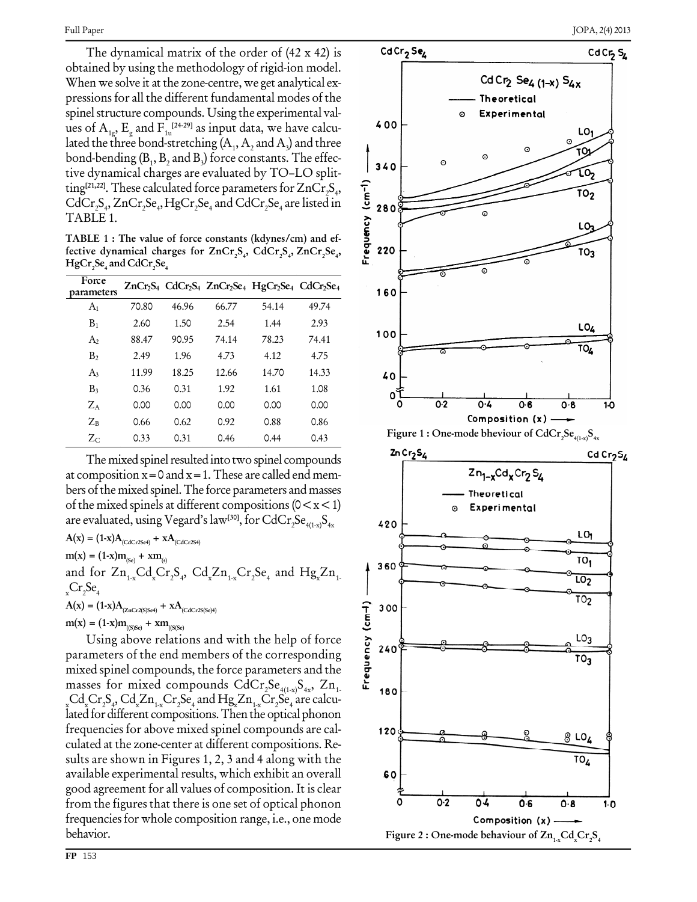The dynamical matrix of the order of (42 x 42) is obtained by using the methodology of rigid-ion model. When we solve it at the zone-centre, we get analytical expressions for all the different fundamental modes of the spinel structure compounds. Using the experimental values of $A_{1g}$, $E_g$ and $F_{1u}$[24-29] as input data, we have calculated the three bond-stretching ($A_1$, $A_2$ and $A_3$) and three bond-bending ($B_1$, $B_2$ and $B_3$) force constants. The effective dynamical charges are evaluated by TO–LO splitting[21,22]. These calculated force parameters for $ZnCr_2S_4$, $CdCr_2S_4$, $ZnCr_2Se_4$, $HgCr_2Se_4$ and $CdCr_2Se_4$ are listed in TABLE 1.

**TABLE 1 : The value of force constants (kdynes/cm) and effective dynamical charges for $ZnCr_2S_4$, $CdCr_2S_4$, $ZnCr_2Se_4$, $HgCr_2Se_4$ and $CdCr_2Se_4$**

| Force parameters | $ZnCr_2S_4$ | $CdCr_2S_4$ | $ZnCr_2Se_4$ | $HgCr_2Se_4$ | $CdCr_2Se_4$ |
|---|---|---|---|---|---|
| $A_1$ | 70.80 | 46.96 | 66.77 | 54.14 | 49.74 |
| $B_1$ | 2.60 | 1.50 | 2.54 | 1.44 | 2.93 |
| $A_2$ | 88.47 | 90.95 | 74.14 | 78.23 | 74.41 |
| $B_2$ | 2.49 | 1.96 | 4.73 | 4.12 | 4.75 |
| $A_3$ | 11.99 | 18.25 | 12.66 | 14.70 | 14.33 |
| $B_3$ | 0.36 | 0.31 | 1.92 | 1.61 | 1.08 |
| $Z_A$ | 0.00 | 0.00 | 0.00 | 0.00 | 0.00 |
| $Z_B$ | 0.66 | 0.62 | 0.92 | 0.88 | 0.86 |
| $Z_C$ | 0.33 | 0.31 | 0.46 | 0.44 | 0.43 |

The mixed spinel resulted into two spinel compounds at composition x = 0 and x = 1. These are called end members of the mixed spinel. The force parameters and masses of the mixed spinels at different compositions (0 < x < 1) are evaluated, using Vegard's law[30], for $CdCr_2Se_{4(1-x)}S_{4x}$

$$A(x) = (1-x)A_{(CdCr2Se4)} + xA_{(CdCr2S4)}$$

$$m(x) = (1-x)m_{(Se)} + xm_{(s)}$$

and for $Zn_{1-x}Cd_xCr_2S_4$, $Cd_xZn_{1-x}Cr_2Se_4$ and $Hg_xZn_{1-x}Cr_2Se_4$

$$A(x) = (1-x)A_{(ZnCr2(S)Se4)} + xA_{(CdCr2S(Se)4)}$$

$$m(x) = (1-x)m_{((S)Se)} + xm_{((S(Se)}$$

Using above relations and with the help of force parameters of the end members of the corresponding mixed spinel compounds, the force parameters and the masses for mixed compounds $CdCr_2Se_{4(1-x)}S_{4x}$, $Zn_{1-x}Cd_xCr_2S_4$, $Cd_xZn_{1-x}Cr_2Se_4$ and $Hg_xZn_{1-x}Cr_2Se_4$ are calculated for different compositions. Then the optical phonon frequencies for above mixed spinel compounds are calculated at the zone-center at different compositions. Results are shown in Figures 1, 2, 3 and 4 along with the available experimental results, which exhibit an overall good agreement for all values of composition. It is clear from the figures that there is one set of optical phonon frequencies for whole composition range, i.e., one mode behavior.

**Figure 1 : One-mode bheviour of $CdCr_2Se_{4(1-x)}S_{4x}$**

**Figure 2 : One-mode behaviour of $Zn_{1-x}Cd_xCr_2S_4$**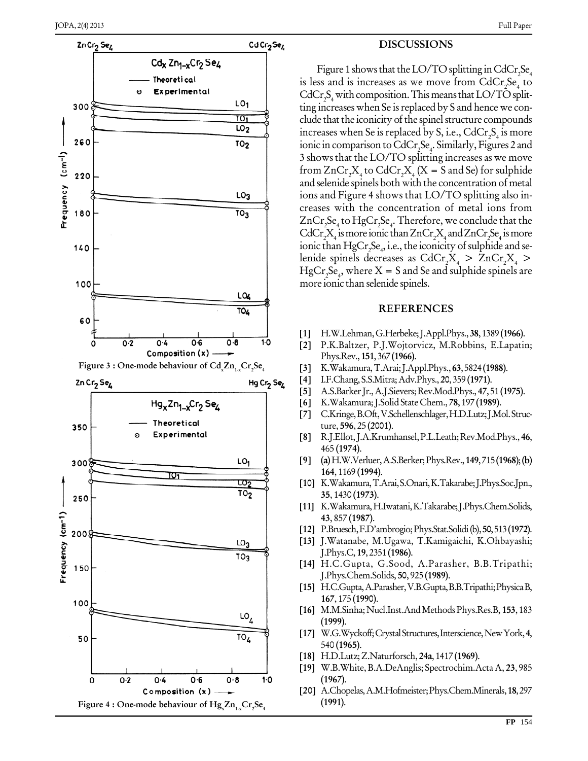Figure 3 : One-mode behaviour of $Cd_xZn_{1-x}Cr_2Se_4$

Figure 4 : One-mode behaviour of $Hg_xZn_{1-x}Cr_2Se_4$

## DISCUSSIONS

Figure 1 shows that the LO/TO splitting in $CdCr_2Se_4$ is less and is increases as we move from $CdCr_2Se_4$ to $CdCr_2S_4$ with composition. This means that LO/TO splitting increases when Se is replaced by S and hence we conclude that the iconicity of the spinel structure compounds increases when Se is replaced by S, i.e., $CdCr_2S_4$ is more ionic in comparison to $CdCr_2Se_4$. Similarly, Figures 2 and 3 shows that the LO/TO splitting increases as we move from $ZnCr_2X_4$ to $CdCr_2X_4$ (X = S and Se) for sulphide and selenide spinels both with the concentration of metal ions and Figure 4 shows that LO/TO splitting also increases with the concentration of metal ions from $ZnCr_2Se_4$ to $HgCr_2Se_4$. Therefore, we conclude that the $CdCr_2X_4$ is more ionic than $ZnCr_2X_4$ and $ZnCr_2Se_4$ is more ionic than $HgCr_2Se_4$, i.e., the iconicity of sulphide and selenide spinels decreases as $CdCr_2X_4$ > $ZnCr_2X_4$ > $HgCr_2Se_4$, where X = S and Se and sulphide spinels are more ionic than selenide spinels.

## REFERENCES

[1] H.W.Lehman, G.Herbeke; J.Appl.Phys., **38**, 1389 **(1966)**.

[2] P.K.Baltzer, P.J.Wojtorvicz, M.Robbins, E.Lapatin; Phys.Rev., **151**, 367 **(1966)**.

[3] K.Wakamura, T.Arai; J.Appl.Phys., **63**, 5824 **(1988)**.

[4] I.F.Chang, S.S.Mitra; Adv.Phys., **20**, 359 **(1971)**.

[5] A.S.Barker Jr., A.J.Sievers; Rev.Mod.Phys., **47**, 51 **(1975)**.

[6] K.Wakamura; J.Solid State Chem., **78**, 197 **(1989)**.

[7] C.Kringe, B.Oft, V.Schellenschlager, H.D.Lutz; J.Mol. Structure, **596**, 25 **(2001)**.

[8] R.J.Ellot, J.A.Krumhansel, P.L.Leath; Rev.Mod.Phys., **46**, 465 **(1974)**.

[9] **(a)** H.W.Verluer, A.S.Berker; Phys.Rev., **149**, 715 **(1968)**; **(b) 164**, 1169 **(1994)**.

[10] K.Wakamura, T.Arai, S.Onari, K.Takarabe; J.Phys.Soc.Jpn., **35**, 1430 **(1973)**.

[11] K.Wakamura, H.Iwatani, K.Takarabe; J.Phys.Chem.Solids, **43**, 857 **(1987)**.

[12] P.Bruesch, F.D'ambrogio; Phys.Stat.Solidi (b), **50**, 513 **(1972)**.

[13] J.Watanabe, M.Ugawa, T.Kamigaichi, K.Ohbayashi; J.Phys.C, **19**, 2351 **(1986)**.

[14] H.C.Gupta, G.Sood, A.Parasher, B.B.Tripathi; J.Phys.Chem.Solids, **50**, 925 **(1989)**.

[15] H.C.Gupta, A.Parasher, V.B.Gupta, B.B.Tripathi; Physica B, **167**, 175 **(1990)**.

[16] M.M.Sinha; Nucl.Inst.And Methods Phys.Res.B, **153**, 183 **(1999)**.

[17] W.G.Wyckoff; Crystal Structures, Interscience, New York, **4**, 540 **(1965)**.

[18] H.D.Lutz; Z.Naturforsch, **24a**, 1417 **(1969)**.

[19] W.B.White, B.A.DeAnglis; Spectrochim.Acta A, **23**, 985 **(1967)**.

[20] A.Chopelas, A.M.Hofmeister; Phys.Chem.Minerals, **18**, 297 **(1991)**.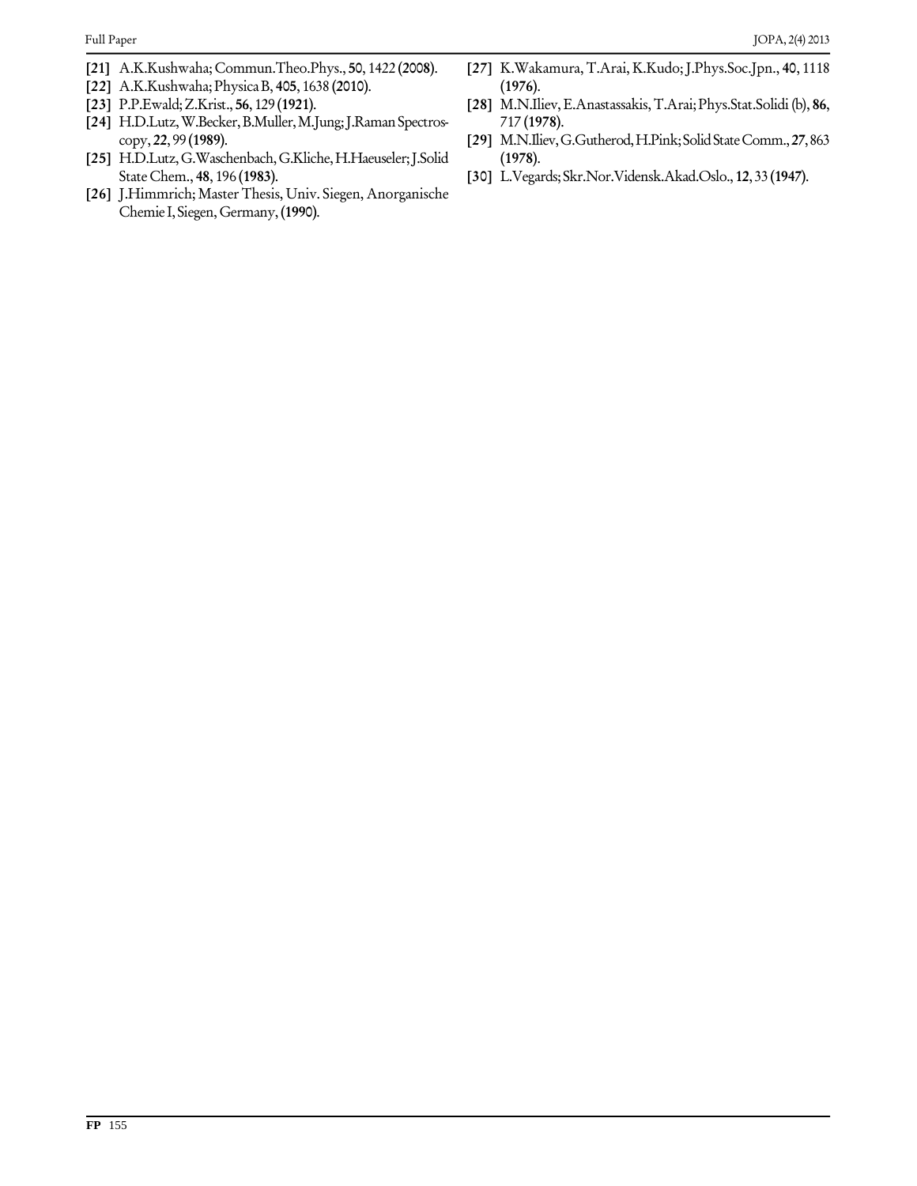[21] A.K.Kushwaha; Commun.Theo.Phys., **50**, 1422 **(2008)**.

[22] A.K.Kushwaha; Physica B, **405**, 1638 **(2010)**.

[23] P.P.Ewald; Z.Krist., **56**, 129 **(1921)**.

[24] H.D.Lutz, W.Becker, B.Muller, M.Jung; J.Raman Spectroscopy, **22**, 99 **(1989)**.

[25] H.D.Lutz, G.Waschenbach, G.Kliche, H.Haeuseler; J.Solid State Chem., **48**, 196 **(1983)**.

[26] J.Himmrich; Master Thesis, Univ. Siegen, Anorganische Chemie I, Siegen, Germany, **(1990)**.

[27] K.Wakamura, T.Arai, K.Kudo; J.Phys.Soc.Jpn., **40**, 1118 **(1976)**.

[28] M.N.Iliev, E.Anastassakis, T.Arai; Phys.Stat.Solidi (b), **86**, 717 **(1978)**.

[29] M.N.Iliev, G.Gutherod, H.Pink; Solid State Comm., **27**, 863 **(1978)**.

[30] L.Vegards; Skr.Nor.Vidensk.Akad.Oslo., **12**, 33 **(1947)**.